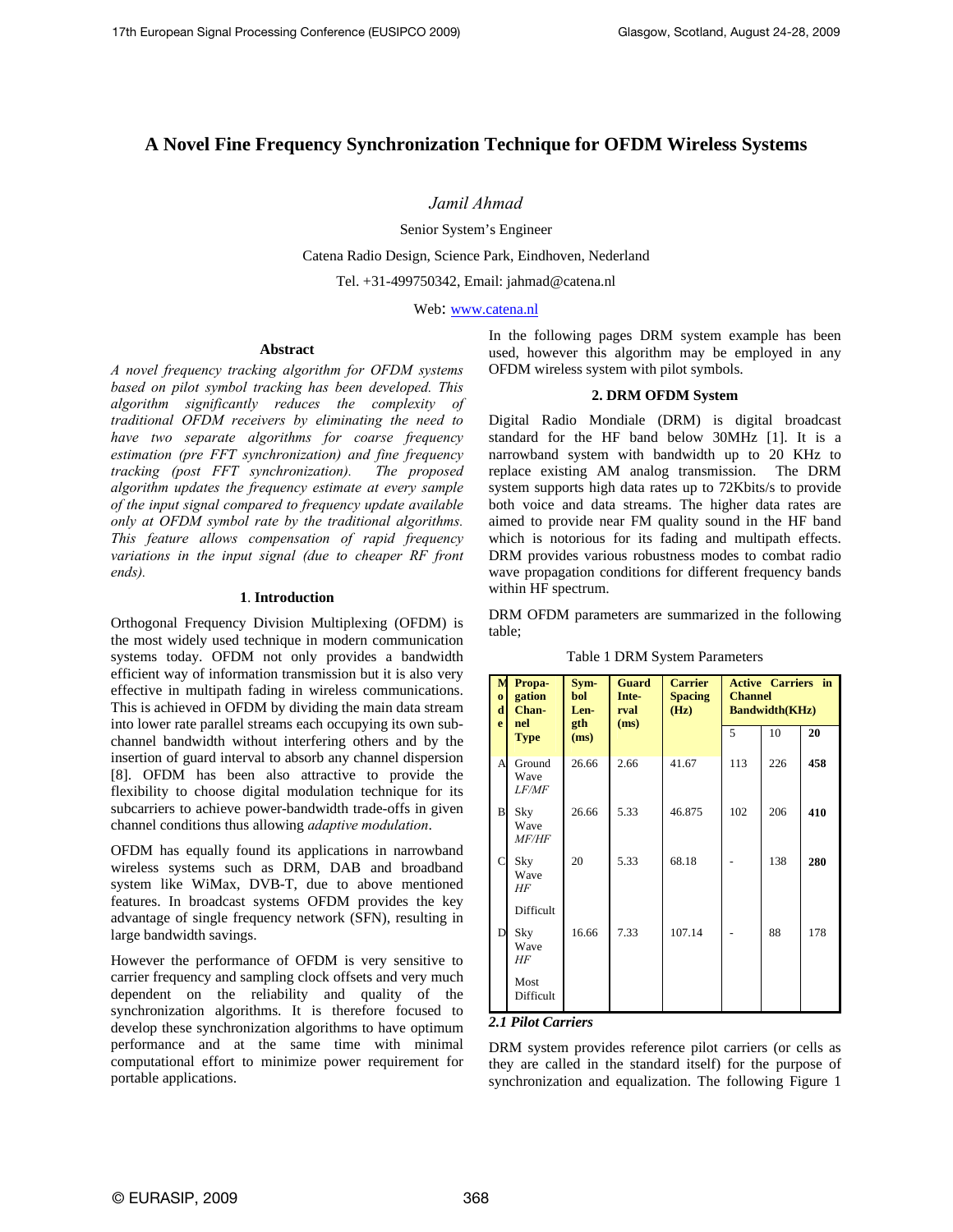# A Novel Fine Frequency Synchronization Technique for OFDM Wireless Systems

*Jamil Ahmad*

Senior System's Engineer

Catena Radio Design, Science Park, Eindhoven, Nederland

Tel. +31-499750342, Email: jahmad@catena.nl

Web: www.catena.nl

## Abstract

*A novel frequency tracking algorithm for OFDM systems based on pilot symbol tracking has been developed. This algorithm significantly reduces the complexity of traditional OFDM receivers by eliminating the need to have two separate algorithms for coarse frequency estimation (pre FFT synchronization) and fine frequency tracking (post FFT synchronization). The proposed algorithm updates the frequency estimate at every sample of the input signal compared to frequency update available only at OFDM symbol rate by the traditional algorithms. This feature allows compensation of rapid frequency variations in the input signal (due to cheaper RF front ends).*

## 1. Introduction

Orthogonal Frequency Division Multiplexing (OFDM) is the most widely used technique in modern communication systems today. OFDM not only provides a bandwidth efficient way of information transmission but it is also very effective in multipath fading in wireless communications. This is achieved in OFDM by dividing the main data stream into lower rate parallel streams each occupying its own sub-channel bandwidth without interfering others and by the insertion of guard interval to absorb any channel dispersion [8]. OFDM has been also attractive to provide the flexibility to choose digital modulation technique for its subcarriers to achieve power-bandwidth trade-offs in given channel conditions thus allowing *adaptive modulation*.

OFDM has equally found its applications in narrowband wireless systems such as DRM, DAB and broadband system like WiMax, DVB-T, due to above mentioned features. In broadcast systems OFDM provides the key advantage of single frequency network (SFN), resulting in large bandwidth savings.

However the performance of OFDM is very sensitive to carrier frequency and sampling clock offsets and very much dependent on the reliability and quality of the synchronization algorithms. It is therefore focused to develop these synchronization algorithms to have optimum performance and at the same time with minimal computational effort to minimize power requirement for portable applications.

In the following pages DRM system example has been used, however this algorithm may be employed in any OFDM wireless system with pilot symbols.

## 2. DRM OFDM System

Digital Radio Mondiale (DRM) is digital broadcast standard for the HF band below 30MHz [1]. It is a narrowband system with bandwidth up to 20 KHz to replace existing AM analog transmission. The DRM system supports high data rates up to 72Kbits/s to provide both voice and data streams. The higher data rates are aimed to provide near FM quality sound in the HF band which is notorious for its fading and multipath effects. DRM provides various robustness modes to combat radio wave propagation conditions for different frequency bands within HF spectrum.

DRM OFDM parameters are summarized in the following table;

Table 1 DRM System Parameters

| Mode | Propagation Channel Type | Symbol Length (ms) | Guard Interval (ms) | Carrier Spacing (Hz) | Active Carriers in Channel Bandwidth(KHz) | | |
|---|---|---|---|---|---|---|---|
| | | | | | 5 | 10 | **20** |
| A | Ground Wave *LF/MF* | 26.66 | 2.66 | 41.67 | 113 | 226 | **458** |
| B | Sky Wave *MF/HF* | 26.66 | 5.33 | 46.875 | 102 | 206 | **410** |
| C | Sky Wave *HF* Difficult | 20 | 5.33 | 68.18 | - | 138 | **280** |
| D | Sky Wave *HF* Most Difficult | 16.66 | 7.33 | 107.14 | - | 88 | 178 |

### *2.1 Pilot Carriers*

DRM system provides reference pilot carriers (or cells as they are called in the standard itself) for the purpose of synchronization and equalization. The following Figure 1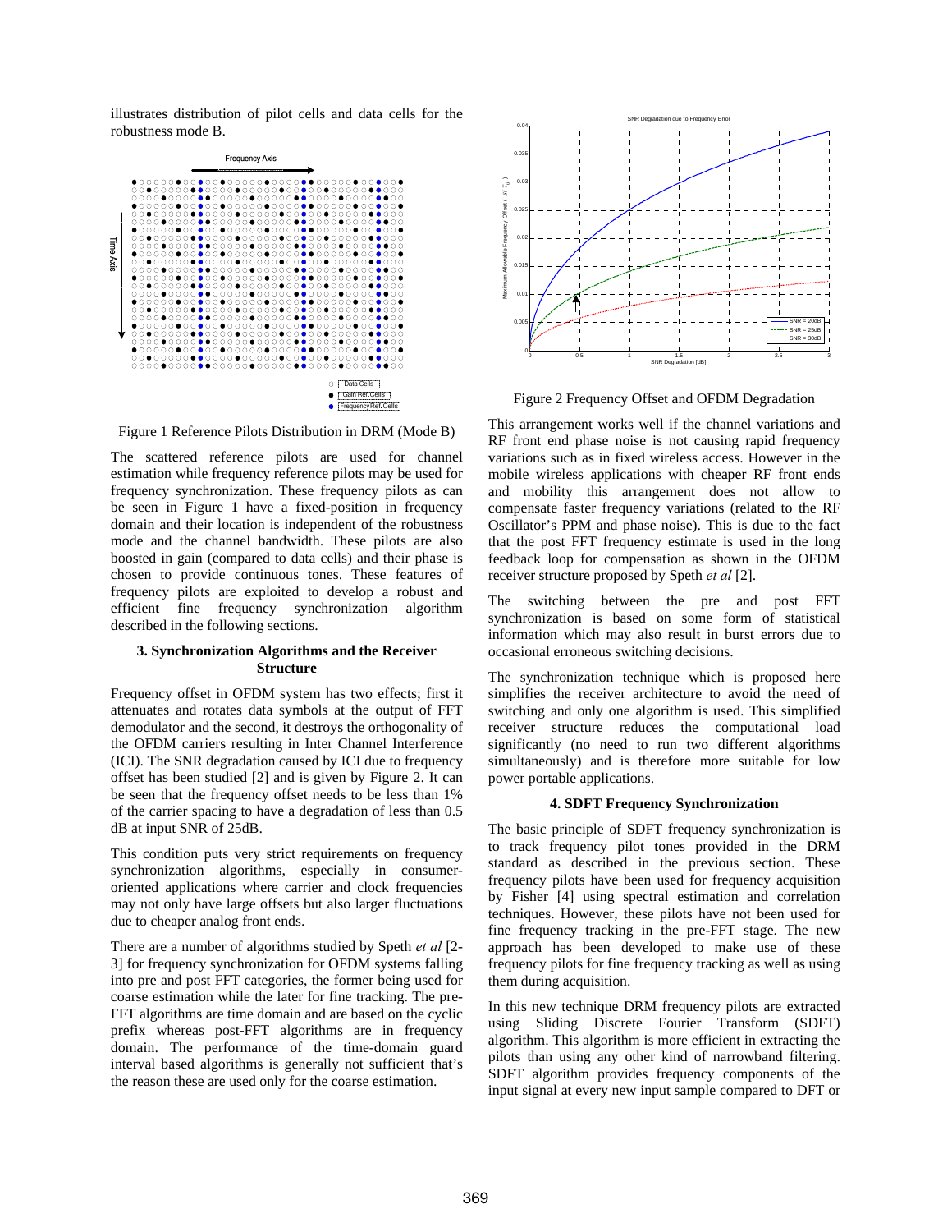illustrates distribution of pilot cells and data cells for the robustness mode B.

Figure 1 Reference Pilots Distribution in DRM (Mode B)

The scattered reference pilots are used for channel estimation while frequency reference pilots may be used for frequency synchronization. These frequency pilots as can be seen in Figure 1 have a fixed-position in frequency domain and their location is independent of the robustness mode and the channel bandwidth. These pilots are also boosted in gain (compared to data cells) and their phase is chosen to provide continuous tones. These features of frequency pilots are exploited to develop a robust and efficient fine frequency synchronization algorithm described in the following sections.

### 3. Synchronization Algorithms and the Receiver Structure

Frequency offset in OFDM system has two effects; first it attenuates and rotates data symbols at the output of FFT demodulator and the second, it destroys the orthogonality of the OFDM carriers resulting in Inter Channel Interference (ICI). The SNR degradation caused by ICI due to frequency offset has been studied [2] and is given by Figure 2. It can be seen that the frequency offset needs to be less than 1% of the carrier spacing to have a degradation of less than 0.5 dB at input SNR of 25dB.

This condition puts very strict requirements on frequency synchronization algorithms, especially in consumer-oriented applications where carrier and clock frequencies may not only have large offsets but also larger fluctuations due to cheaper analog front ends.

There are a number of algorithms studied by Speth *et al* [2-3] for frequency synchronization for OFDM systems falling into pre and post FFT categories, the former being used for coarse estimation while the later for fine tracking. The pre-FFT algorithms are time domain and are based on the cyclic prefix whereas post-FFT algorithms are in frequency domain. The performance of the time-domain guard interval based algorithms is generally not sufficient that's the reason these are used only for the coarse estimation.

Figure 2 Frequency Offset and OFDM Degradation

This arrangement works well if the channel variations and RF front end phase noise is not causing rapid frequency variations such as in fixed wireless access. However in the mobile wireless applications with cheaper RF front ends and mobility this arrangement does not allow to compensate faster frequency variations (related to the RF Oscillator's PPM and phase noise). This is due to the fact that the post FFT frequency estimate is used in the long feedback loop for compensation as shown in the OFDM receiver structure proposed by Speth *et al* [2].

The switching between the pre and post FFT synchronization is based on some form of statistical information which may also result in burst errors due to occasional erroneous switching decisions.

The synchronization technique which is proposed here simplifies the receiver architecture to avoid the need of switching and only one algorithm is used. This simplified receiver structure reduces the computational load significantly (no need to run two different algorithms simultaneously) and is therefore more suitable for low power portable applications.

### 4. SDFT Frequency Synchronization

The basic principle of SDFT frequency synchronization is to track frequency pilot tones provided in the DRM standard as described in the previous section. These frequency pilots have been used for frequency acquisition by Fisher [4] using spectral estimation and correlation techniques. However, these pilots have not been used for fine frequency tracking in the pre-FFT stage. The new approach has been developed to make use of these frequency pilots for fine frequency tracking as well as using them during acquisition.

In this new technique DRM frequency pilots are extracted using Sliding Discrete Fourier Transform (SDFT) algorithm. This algorithm is more efficient in extracting the pilots than using any other kind of narrowband filtering. SDFT algorithm provides frequency components of the input signal at every new input sample compared to DFT or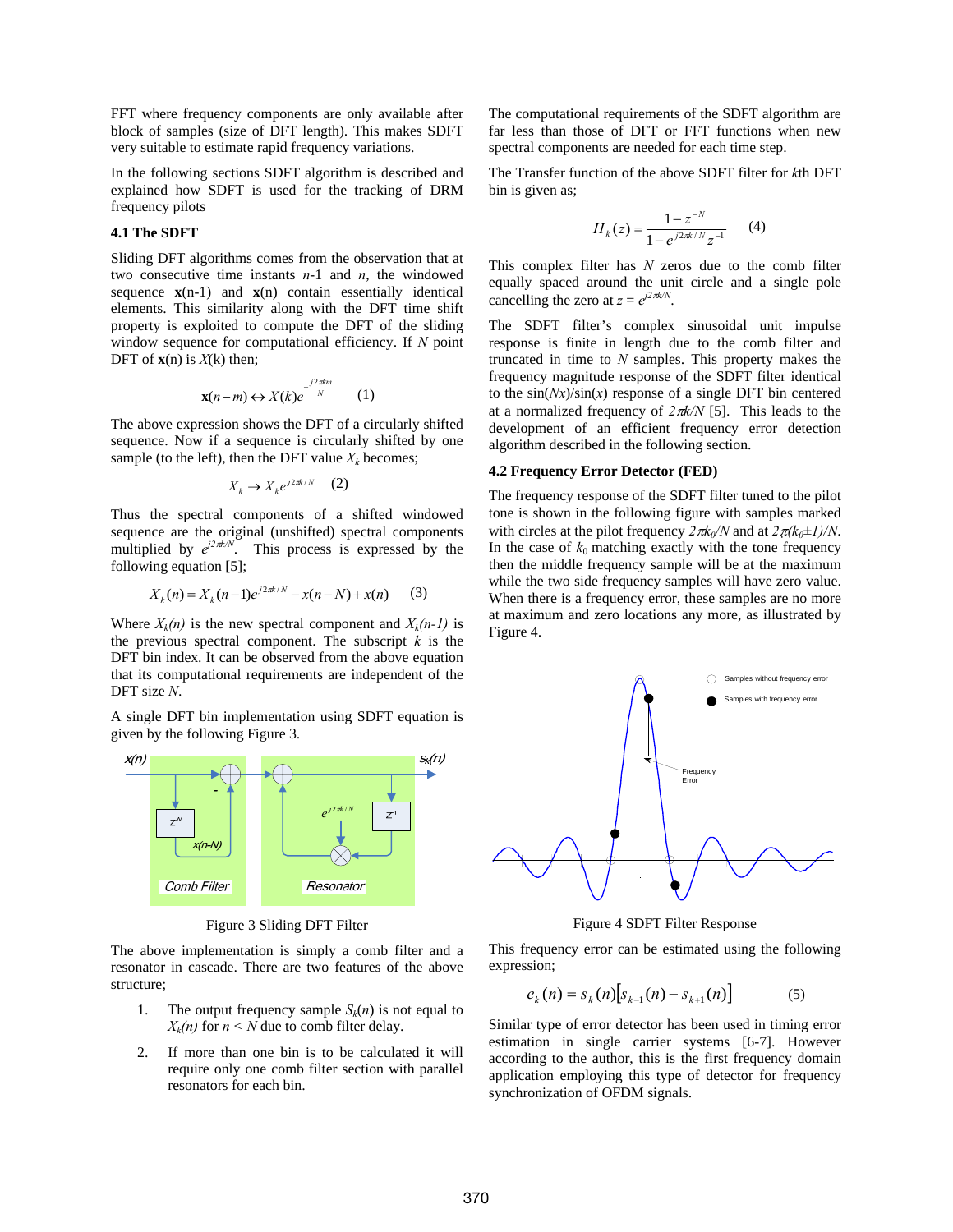FFT where frequency components are only available after block of samples (size of DFT length). This makes SDFT very suitable to estimate rapid frequency variations.

In the following sections SDFT algorithm is described and explained how SDFT is used for the tracking of DRM frequency pilots

### 4.1 The SDFT

Sliding DFT algorithms comes from the observation that at two consecutive time instants $n$-1 and $n$, the windowed sequence $\mathbf{x}(n-1)$ and $\mathbf{x}(n)$ contain essentially identical elements. This similarity along with the DFT time shift property is exploited to compute the DFT of the sliding window sequence for computational efficiency. If $N$ point DFT of $\mathbf{x}(n)$ is $X(k)$ then;

$$\mathbf{x}(n-m) \leftrightarrow X(k)e^{-\frac{j2\pi km}{N}} \qquad (1)$$

The above expression shows the DFT of a circularly shifted sequence. Now if a sequence is circularly shifted by one sample (to the left), then the DFT value $X_k$ becomes;

$$X_k \rightarrow X_k e^{j2\pi k/N} \qquad (2)$$

Thus the spectral components of a shifted windowed sequence are the original (unshifted) spectral components multiplied by $e^{j2\pi k/N}$. This process is expressed by the following equation [5];

$$X_k(n) = X_k(n-1)e^{j2\pi k/N} - x(n-N) + x(n) \qquad (3)$$

Where $X_k(n)$ is the new spectral component and $X_k(n-1)$ is the previous spectral component. The subscript $k$ is the DFT bin index. It can be observed from the above equation that its computational requirements are independent of the DFT size $N$.

A single DFT bin implementation using SDFT equation is given by the following Figure 3.

Figure 3 Sliding DFT Filter

The above implementation is simply a comb filter and a resonator in cascade. There are two features of the above structure;

1. The output frequency sample $S_k(n)$ is not equal to $X_k(n)$ for $n < N$ due to comb filter delay.
2. If more than one bin is to be calculated it will require only one comb filter section with parallel resonators for each bin.

The computational requirements of the SDFT algorithm are far less than those of DFT or FFT functions when new spectral components are needed for each time step.

The Transfer function of the above SDFT filter for $k$th DFT bin is given as;

$$H_k(z) = \frac{1-z^{-N}}{1-e^{j2\pi k/N}z^{-1}} \qquad (4)$$

This complex filter has $N$ zeros due to the comb filter equally spaced around the unit circle and a single pole cancelling the zero at $z = e^{j2\pi k/N}$.

The SDFT filter's complex sinusoidal unit impulse response is finite in length due to the comb filter and truncated in time to $N$ samples. This property makes the frequency magnitude response of the SDFT filter identical to the $\sin(Nx)/\sin(x)$ response of a single DFT bin centered at a normalized frequency of $2\pi k/N$ [5]. This leads to the development of an efficient frequency error detection algorithm described in the following section.

### 4.2 Frequency Error Detector (FED)

The frequency response of the SDFT filter tuned to the pilot tone is shown in the following figure with samples marked with circles at the pilot frequency $2\pi k_0/N$ and at $2\pi(k_0\pm 1)/N$. In the case of $k_0$ matching exactly with the tone frequency then the middle frequency sample will be at the maximum while the two side frequency samples will have zero value. When there is a frequency error, these samples are no more at maximum and zero locations any more, as illustrated by Figure 4.

Figure 4 SDFT Filter Response

This frequency error can be estimated using the following expression;

$$e_k(n) = s_k(n)\left[s_{k-1}(n) - s_{k+1}(n)\right] \qquad (5)$$

Similar type of error detector has been used in timing error estimation in single carrier systems [6-7]. However according to the author, this is the first frequency domain application employing this type of detector for frequency synchronization of OFDM signals.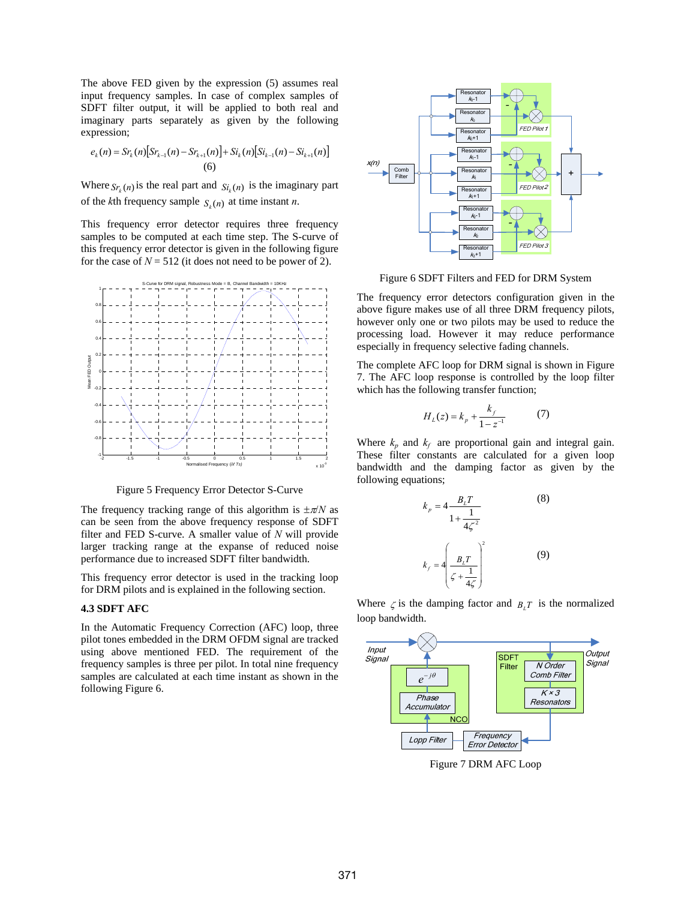The above FED given by the expression (5) assumes real input frequency samples. In case of complex samples of SDFT filter output, it will be applied to both real and imaginary parts separately as given by the following expression;

$$e_k(n) = Sr_k(n)[Sr_{k-1}(n) - Sr_{k+1}(n)] + Si_k(n)[Si_{k-1}(n) - Si_{k+1}(n)] \quad (6)$$

Where $Sr_k(n)$ is the real part and $Si_k(n)$ is the imaginary part of the *k*th frequency sample $S_k(n)$ at time instant *n*.

This frequency error detector requires three frequency samples to be computed at each time step. The S-curve of this frequency error detector is given in the following figure for the case of $N = 512$ (it does not need to be power of 2).

Figure 5 Frequency Error Detector S-Curve

The frequency tracking range of this algorithm is $\pm\pi/N$ as can be seen from the above frequency response of SDFT filter and FED S-curve. A smaller value of $N$ will provide larger tracking range at the expanse of reduced noise performance due to increased SDFT filter bandwidth.

This frequency error detector is used in the tracking loop for DRM pilots and is explained in the following section.

### 4.3 SDFT AFC

In the Automatic Frequency Correction (AFC) loop, three pilot tones embedded in the DRM OFDM signal are tracked using above mentioned FED. The requirement of the frequency samples is three per pilot. In total nine frequency samples are calculated at each time instant as shown in the following Figure 6.

Figure 6 SDFT Filters and FED for DRM System

The frequency error detectors configuration given in the above figure makes use of all three DRM frequency pilots, however only one or two pilots may be used to reduce the processing load. However it may reduce performance especially in frequency selective fading channels.

The complete AFC loop for DRM signal is shown in Figure 7. The AFC loop response is controlled by the loop filter which has the following transfer function;

$$H_L(z) = k_p + \frac{k_f}{1 - z^{-1}} \quad (7)$$

Where $k_p$ and $k_f$ are proportional gain and integral gain. These filter constants are calculated for a given loop bandwidth and the damping factor as given by the following equations;

$$k_p = 4\frac{B_L T}{1 + \frac{1}{4\zeta^2}} \quad (8)$$

$$k_f = 4\left(\frac{B_L T}{\zeta + \frac{1}{4\zeta}}\right)^2 \quad (9)$$

Where $\zeta$ is the damping factor and $B_L T$ is the normalized loop bandwidth.

Figure 7 DRM AFC Loop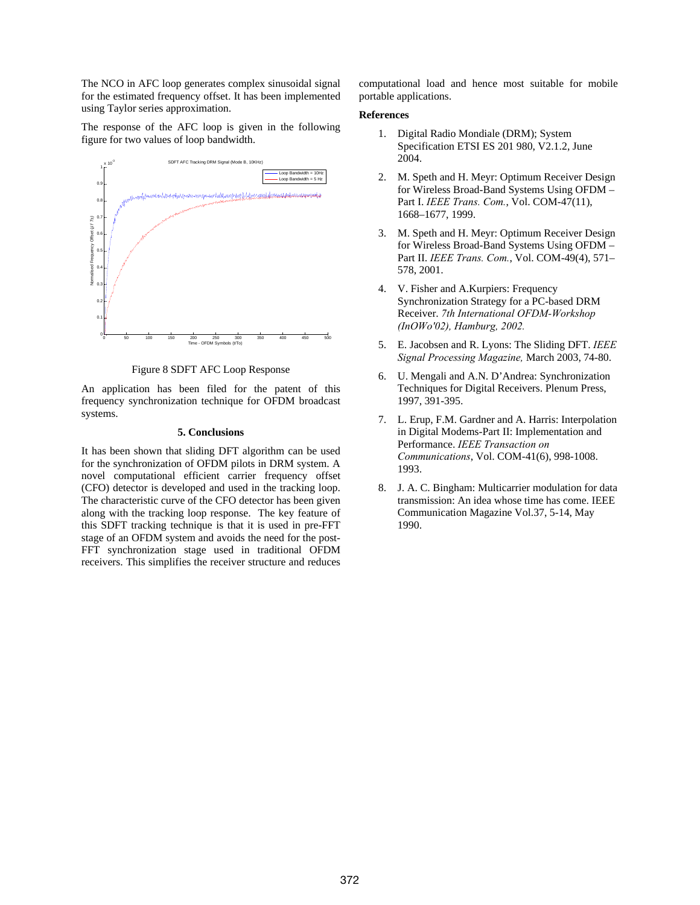The NCO in AFC loop generates complex sinusoidal signal for the estimated frequency offset. It has been implemented using Taylor series approximation.

The response of the AFC loop is given in the following figure for two values of loop bandwidth.

SDFT AFC Tracking DRM Signal (Mode B, 10KHz)

x 10^-3

Loop Bandwidth = 10Hz
Loop Bandwidth = 5 Hz

Normalised Frequency Offset (ƒ / Ts)

0, 0.1, 0.2, 0.3, 0.4, 0.5, 0.6, 0.7, 0.8, 0.9, 1

0, 50, 100, 150, 200, 250, 300, 350, 400, 450, 500

Time - OFDM Symbols (t/To)

Figure 8 SDFT AFC Loop Response

An application has been filed for the patent of this frequency synchronization technique for OFDM broadcast systems.

## 5. Conclusions

It has been shown that sliding DFT algorithm can be used for the synchronization of OFDM pilots in DRM system. A novel computational efficient carrier frequency offset (CFO) detector is developed and used in the tracking loop. The characteristic curve of the CFO detector has been given along with the tracking loop response. The key feature of this SDFT tracking technique is that it is used in pre-FFT stage of an OFDM system and avoids the need for the post-FFT synchronization stage used in traditional OFDM receivers. This simplifies the receiver structure and reduces computational load and hence most suitable for mobile portable applications.

## References

1. Digital Radio Mondiale (DRM); System Specification ETSI ES 201 980, V2.1.2, June 2004.
2. M. Speth and H. Meyr: Optimum Receiver Design for Wireless Broad-Band Systems Using OFDM – Part I. *IEEE Trans. Com.*, Vol. COM-47(11), 1668–1677, 1999.
3. M. Speth and H. Meyr: Optimum Receiver Design for Wireless Broad-Band Systems Using OFDM – Part II. *IEEE Trans. Com.*, Vol. COM-49(4), 571–578, 2001.
4. V. Fisher and A.Kurpiers: Frequency Synchronization Strategy for a PC-based DRM Receiver. *7th International OFDM-Workshop (InOWo'02), Hamburg, 2002.*
5. E. Jacobsen and R. Lyons: The Sliding DFT. *IEEE Signal Processing Magazine,* March 2003, 74-80.
6. U. Mengali and A.N. D'Andrea: Synchronization Techniques for Digital Receivers. Plenum Press, 1997, 391-395.
7. L. Erup, F.M. Gardner and A. Harris: Interpolation in Digital Modems-Part II: Implementation and Performance. *IEEE Transaction on Communications*, Vol. COM-41(6), 998-1008. 1993.
8. J. A. C. Bingham: Multicarrier modulation for data transmission: An idea whose time has come. IEEE Communication Magazine Vol.37, 5-14, May 1990.